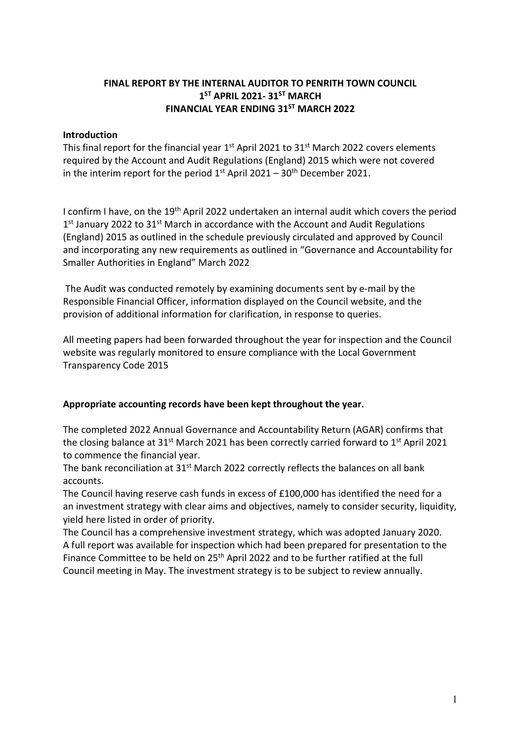**FINAL REPORT BY THE INTERNAL AUDITOR TO PENRITH TOWN COUNCIL**
**1[ST] APRIL 2021- 31[ST] MARCH**
**FINANCIAL YEAR ENDING 31[ST] MARCH 2022**

**Introduction**

This final report for the financial year 1st April 2021 to 31st March 2022 covers elements required by the Account and Audit Regulations (England) 2015 which were not covered in the interim report for the period 1st April 2021 – 30th December 2021.

I confirm I have, on the 19th April 2022 undertaken an internal audit which covers the period 1st January 2022 to 31st March in accordance with the Account and Audit Regulations (England) 2015 as outlined in the schedule previously circulated and approved by Council and incorporating any new requirements as outlined in "Governance and Accountability for Smaller Authorities in England" March 2022

The Audit was conducted remotely by examining documents sent by e-mail by the Responsible Financial Officer, information displayed on the Council website, and the provision of additional information for clarification, in response to queries.

All meeting papers had been forwarded throughout the year for inspection and the Council website was regularly monitored to ensure compliance with the Local Government Transparency Code 2015

**Appropriate accounting records have been kept throughout the year.**

The completed 2022 Annual Governance and Accountability Return (AGAR) confirms that the closing balance at 31st March 2021 has been correctly carried forward to 1st April 2021 to commence the financial year.

The bank reconciliation at 31st March 2022 correctly reflects the balances on all bank accounts.

The Council having reserve cash funds in excess of £100,000 has identified the need for a an investment strategy with clear aims and objectives, namely to consider security, liquidity, yield here listed in order of priority.

The Council has a comprehensive investment strategy, which was adopted January 2020. A full report was available for inspection which had been prepared for presentation to the Finance Committee to be held on 25th April 2022 and to be further ratified at the full Council meeting in May. The investment strategy is to be subject to review annually.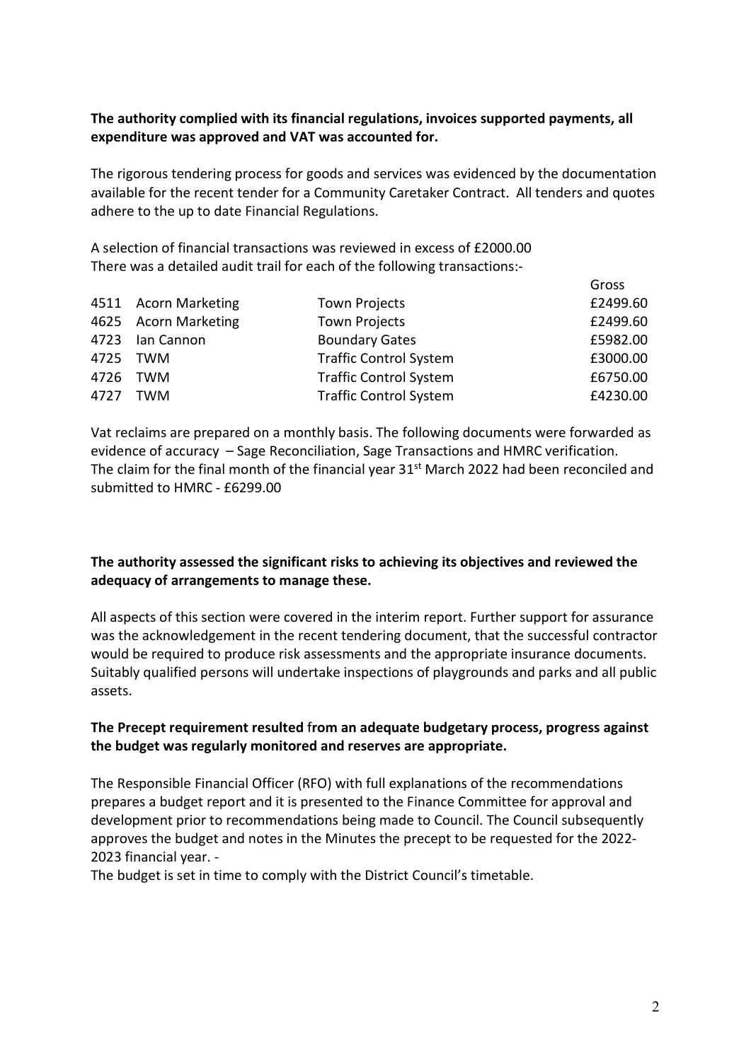**The authority complied with its financial regulations, invoices supported payments, all expenditure was approved and VAT was accounted for.**

The rigorous tendering process for goods and services was evidenced by the documentation available for the recent tender for a Community Caretaker Contract. All tenders and quotes adhere to the up to date Financial Regulations.

A selection of financial transactions was reviewed in excess of £2000.00
There was a detailed audit trail for each of the following transactions:-

| | | | Gross |
|---|---|---|---|
| 4511 | Acorn Marketing | Town Projects | £2499.60 |
| 4625 | Acorn Marketing | Town Projects | £2499.60 |
| 4723 | Ian Cannon | Boundary Gates | £5982.00 |
| 4725 | TWM | Traffic Control System | £3000.00 |
| 4726 | TWM | Traffic Control System | £6750.00 |
| 4727 | TWM | Traffic Control System | £4230.00 |

Vat reclaims are prepared on a monthly basis. The following documents were forwarded as evidence of accuracy – Sage Reconciliation, Sage Transactions and HMRC verification.
The claim for the final month of the financial year 31st March 2022 had been reconciled and submitted to HMRC - £6299.00

**The authority assessed the significant risks to achieving its objectives and reviewed the adequacy of arrangements to manage these.**

All aspects of this section were covered in the interim report. Further support for assurance was the acknowledgement in the recent tendering document, that the successful contractor would be required to produce risk assessments and the appropriate insurance documents. Suitably qualified persons will undertake inspections of playgrounds and parks and all public assets.

**The Precept requirement resulted from an adequate budgetary process, progress against the budget was regularly monitored and reserves are appropriate.**

The Responsible Financial Officer (RFO) with full explanations of the recommendations prepares a budget report and it is presented to the Finance Committee for approval and development prior to recommendations being made to Council. The Council subsequently approves the budget and notes in the Minutes the precept to be requested for the 2022-2023 financial year. -
The budget is set in time to comply with the District Council's timetable.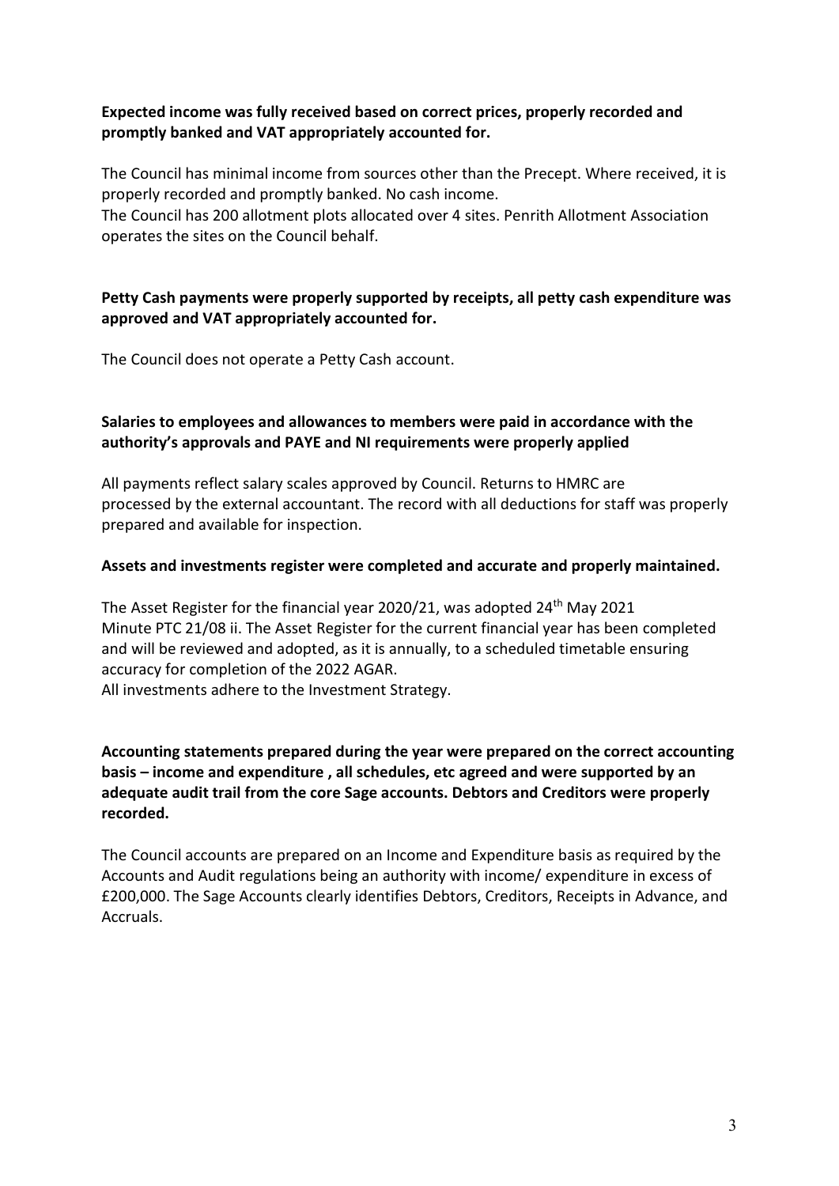**Expected income was fully received based on correct prices, properly recorded and promptly banked and VAT appropriately accounted for.**

The Council has minimal income from sources other than the Precept. Where received, it is properly recorded and promptly banked. No cash income.
The Council has 200 allotment plots allocated over 4 sites. Penrith Allotment Association operates the sites on the Council behalf.

**Petty Cash payments were properly supported by receipts, all petty cash expenditure was approved and VAT appropriately accounted for.**

The Council does not operate a Petty Cash account.

**Salaries to employees and allowances to members were paid in accordance with the authority's approvals and PAYE and NI requirements were properly applied**

All payments reflect salary scales approved by Council. Returns to HMRC are processed by the external accountant. The record with all deductions for staff was properly prepared and available for inspection.

**Assets and investments register were completed and accurate and properly maintained.**

The Asset Register for the financial year 2020/21, was adopted 24th May 2021 Minute PTC 21/08 ii. The Asset Register for the current financial year has been completed and will be reviewed and adopted, as it is annually, to a scheduled timetable ensuring accuracy for completion of the 2022 AGAR.
All investments adhere to the Investment Strategy.

**Accounting statements prepared during the year were prepared on the correct accounting basis – income and expenditure , all schedules, etc agreed and were supported by an adequate audit trail from the core Sage accounts. Debtors and Creditors were properly recorded.**

The Council accounts are prepared on an Income and Expenditure basis as required by the Accounts and Audit regulations being an authority with income/ expenditure in excess of £200,000. The Sage Accounts clearly identifies Debtors, Creditors, Receipts in Advance, and Accruals.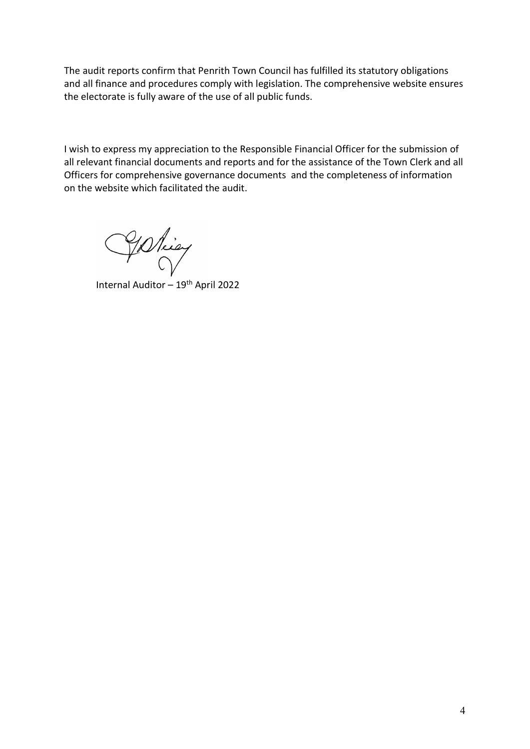The audit reports confirm that Penrith Town Council has fulfilled its statutory obligations and all finance and procedures comply with legislation. The comprehensive website ensures the electorate is fully aware of the use of all public funds.

I wish to express my appreciation to the Responsible Financial Officer for the submission of all relevant financial documents and reports and for the assistance of the Town Clerk and all Officers for comprehensive governance documents and the completeness of information on the website which facilitated the audit.

Internal Auditor – 19th April 2022